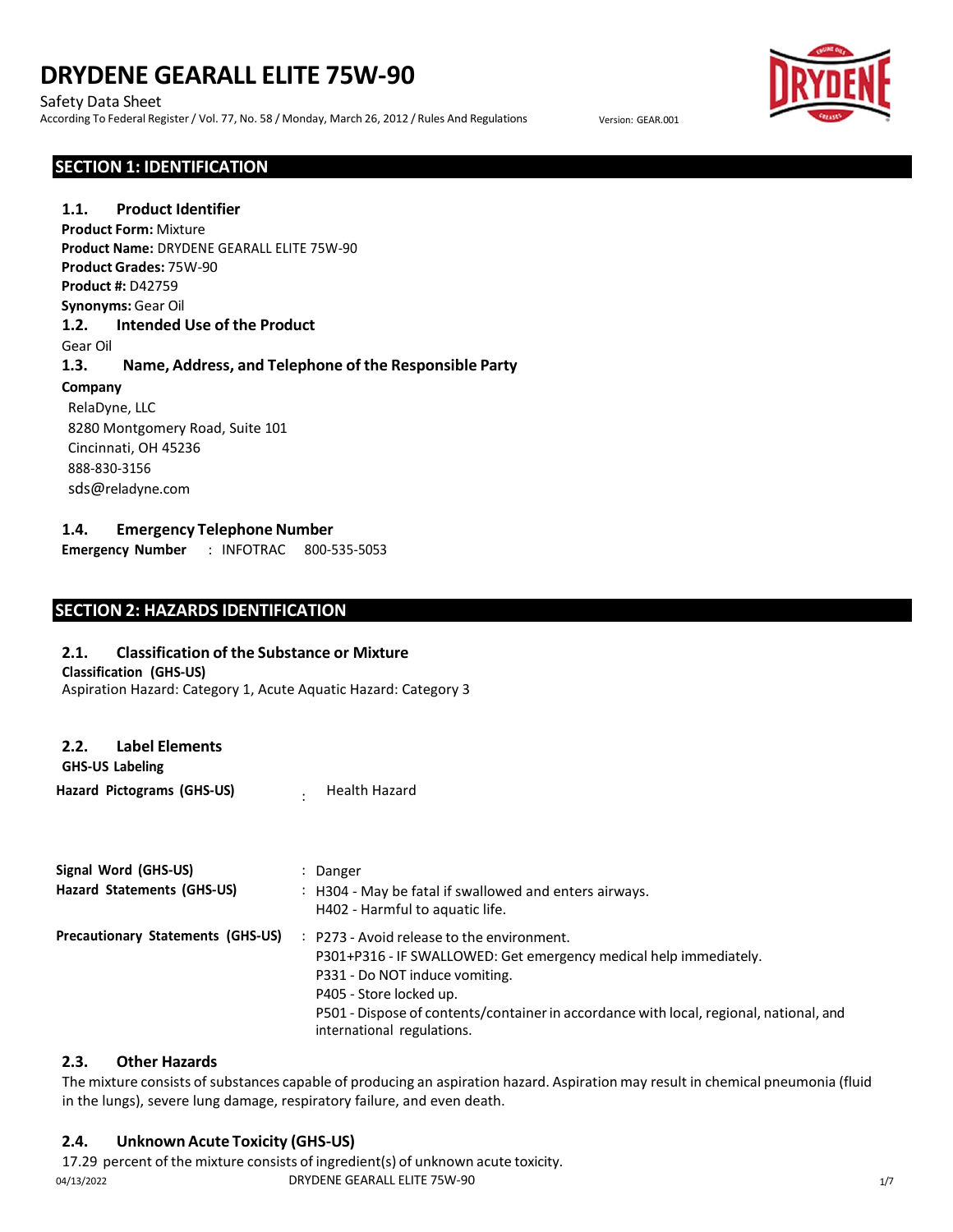# DRYDENE GEARALL ELITE 75W-90

Safety Data Sheet

According To Federal Register / Vol. 77, No. 58 / Monday, March 26, 2012 / Rules And Regulations

Version: GEAR.001

## SECTION 1: IDENTIFICATION

### 1.1. Product Identifier

**Product Form:** Mixture

**Product Name:** DRYDENE GEARALL ELITE 75W-90

**Product Grades:** 75W-90

**Product #:** D42759

**Synonyms:** Gear Oil

### 1.2. Intended Use of the Product

Gear Oil

### 1.3. Name, Address, and Telephone of the Responsible Party

**Company**

RelaDyne, LLC
8280 Montgomery Road, Suite 101
Cincinnati, OH 45236
888-830-3156
sds@reladyne.com

### 1.4. Emergency Telephone Number

**Emergency Number** : INFOTRAC 800-535-5053

## SECTION 2: HAZARDS IDENTIFICATION

### 2.1. Classification of the Substance or Mixture

**Classification (GHS-US)**

Aspiration Hazard: Category 1, Acute Aquatic Hazard: Category 3

### 2.2. Label Elements

**GHS-US Labeling**

**Hazard Pictograms (GHS-US)** : Health Hazard

**Signal Word (GHS-US)** : Danger

**Hazard Statements (GHS-US)** : H304 - May be fatal if swallowed and enters airways.
H402 - Harmful to aquatic life.

**Precautionary Statements (GHS-US)** : P273 - Avoid release to the environment.
P301+P316 - IF SWALLOWED: Get emergency medical help immediately.
P331 - Do NOT induce vomiting.
P405 - Store locked up.
P501 - Dispose of contents/container in accordance with local, regional, national, and international regulations.

### 2.3. Other Hazards

The mixture consists of substances capable of producing an aspiration hazard. Aspiration may result in chemical pneumonia (fluid in the lungs), severe lung damage, respiratory failure, and even death.

### 2.4. Unknown Acute Toxicity (GHS-US)

17.29 percent of the mixture consists of ingredient(s) of unknown acute toxicity.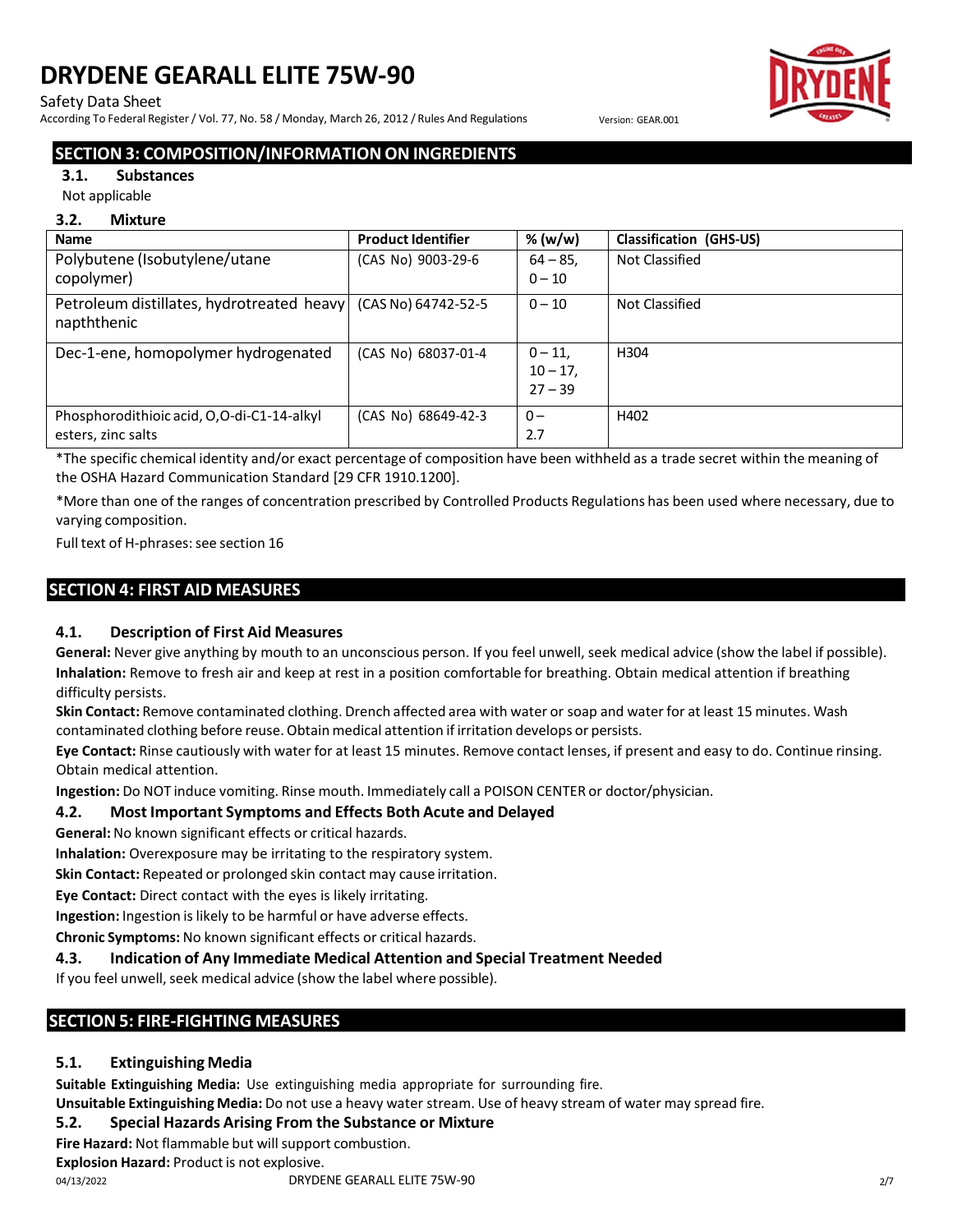## SECTION 3: COMPOSITION/INFORMATION ON INGREDIENTS

### 3.1. Substances

Not applicable

### 3.2. Mixture

| Name | Product Identifier | % (w/w) | Classification (GHS-US) |
|---|---|---|---|
| Polybutene (Isobutylene/utane copolymer) | (CAS No) 9003-29-6 | 64 – 85, 0 – 10 | Not Classified |
| Petroleum distillates, hydrotreated heavy napththenic | (CAS No) 64742-52-5 | 0 – 10 | Not Classified |
| Dec-1-ene, homopolymer hydrogenated | (CAS No) 68037-01-4 | 0 – 11, 10 – 17, 27 – 39 | H304 |
| Phosphorodithioic acid, O,O-di-C1-14-alkyl esters, zinc salts | (CAS No) 68649-42-3 | 0 – 2.7 | H402 |

*The specific chemical identity and/or exact percentage of composition have been withheld as a trade secret within the meaning of the OSHA Hazard Communication Standard [29 CFR 1910.1200].

*More than one of the ranges of concentration prescribed by Controlled Products Regulations has been used where necessary, due to varying composition.

Full text of H-phrases: see section 16

## SECTION 4: FIRST AID MEASURES

### 4.1. Description of First Aid Measures

**General:** Never give anything by mouth to an unconscious person. If you feel unwell, seek medical advice (show the label if possible).

**Inhalation:** Remove to fresh air and keep at rest in a position comfortable for breathing. Obtain medical attention if breathing difficulty persists.

**Skin Contact:** Remove contaminated clothing. Drench affected area with water or soap and water for at least 15 minutes. Wash contaminated clothing before reuse. Obtain medical attention if irritation develops or persists.

**Eye Contact:** Rinse cautiously with water for at least 15 minutes. Remove contact lenses, if present and easy to do. Continue rinsing. Obtain medical attention.

**Ingestion:** Do NOT induce vomiting. Rinse mouth. Immediately call a POISON CENTER or doctor/physician.

### 4.2. Most Important Symptoms and Effects Both Acute and Delayed

**General:** No known significant effects or critical hazards.

**Inhalation:** Overexposure may be irritating to the respiratory system.

**Skin Contact:** Repeated or prolonged skin contact may cause irritation.

**Eye Contact:** Direct contact with the eyes is likely irritating.

**Ingestion:** Ingestion is likely to be harmful or have adverse effects.

**Chronic Symptoms:** No known significant effects or critical hazards.

### 4.3. Indication of Any Immediate Medical Attention and Special Treatment Needed

If you feel unwell, seek medical advice (show the label where possible).

## SECTION 5: FIRE-FIGHTING MEASURES

### 5.1. Extinguishing Media

**Suitable Extinguishing Media:** Use extinguishing media appropriate for surrounding fire.

**Unsuitable Extinguishing Media:** Do not use a heavy water stream. Use of heavy stream of water may spread fire.

### 5.2. Special Hazards Arising From the Substance or Mixture

**Fire Hazard:** Not flammable but will support combustion.

**Explosion Hazard:** Product is not explosive.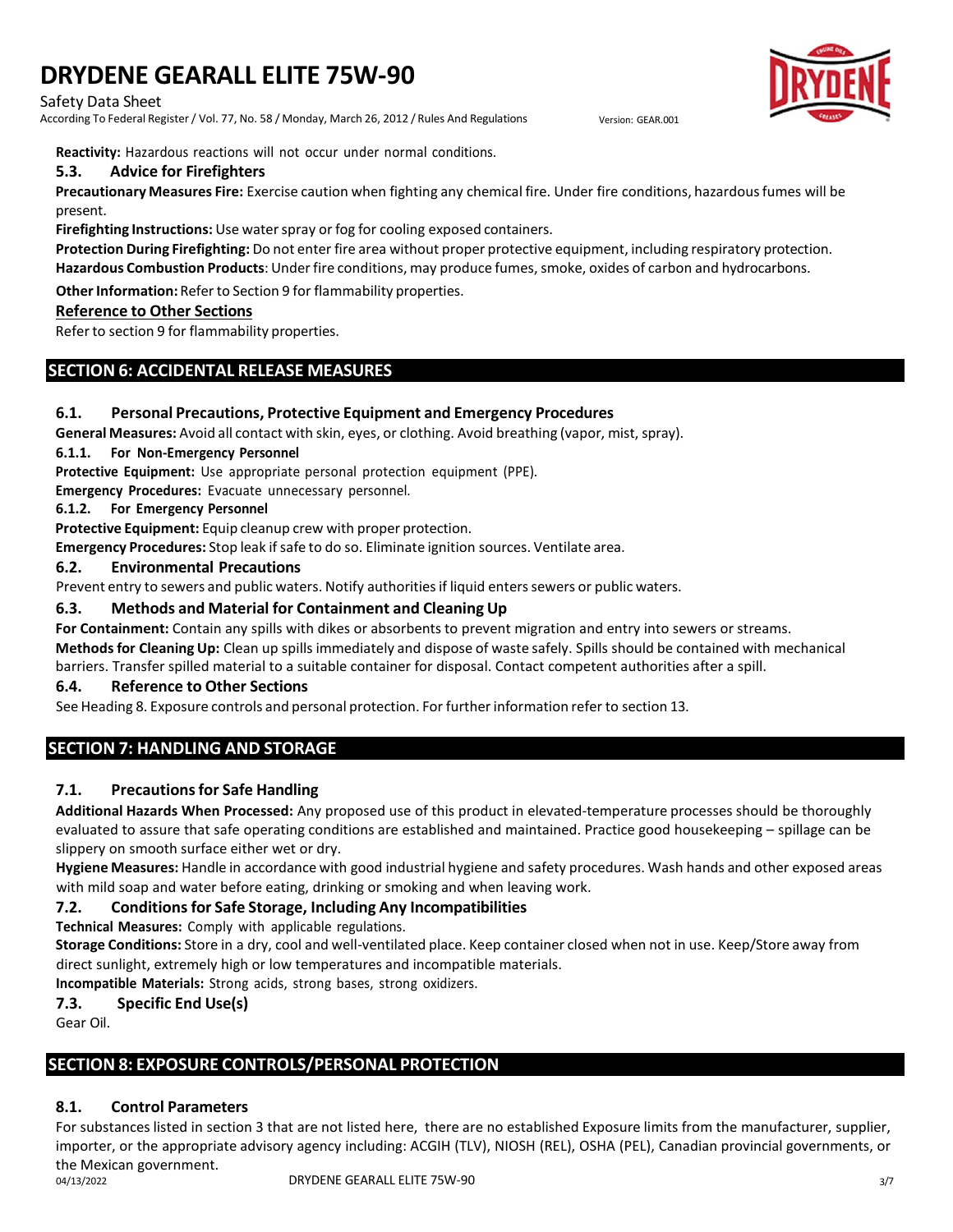**Reactivity:** Hazardous reactions will not occur under normal conditions.

### 5.3. Advice for Firefighters

**Precautionary Measures Fire:** Exercise caution when fighting any chemical fire. Under fire conditions, hazardous fumes will be present.

**Firefighting Instructions:** Use water spray or fog for cooling exposed containers.

**Protection During Firefighting:** Do not enter fire area without proper protective equipment, including respiratory protection.

**Hazardous Combustion Products**: Under fire conditions, may produce fumes, smoke, oxides of carbon and hydrocarbons.

**Other Information:** Refer to Section 9 for flammability properties.

**Reference to Other Sections**

Refer to section 9 for flammability properties.

## SECTION 6: ACCIDENTAL RELEASE MEASURES

### 6.1. Personal Precautions, Protective Equipment and Emergency Procedures

**General Measures:** Avoid all contact with skin, eyes, or clothing. Avoid breathing (vapor, mist, spray).

#### 6.1.1. For Non-Emergency Personnel

**Protective Equipment:** Use appropriate personal protection equipment (PPE).

**Emergency Procedures:** Evacuate unnecessary personnel.

#### 6.1.2. For Emergency Personnel

**Protective Equipment:** Equip cleanup crew with proper protection.

**Emergency Procedures:** Stop leak if safe to do so. Eliminate ignition sources. Ventilate area.

### 6.2. Environmental Precautions

Prevent entry to sewers and public waters. Notify authorities if liquid enters sewers or public waters.

### 6.3. Methods and Material for Containment and Cleaning Up

**For Containment:** Contain any spills with dikes or absorbents to prevent migration and entry into sewers or streams.

**Methods for Cleaning Up:** Clean up spills immediately and dispose of waste safely. Spills should be contained with mechanical barriers. Transfer spilled material to a suitable container for disposal. Contact competent authorities after a spill.

### 6.4. Reference to Other Sections

See Heading 8. Exposure controls and personal protection. For further information refer to section 13.

## SECTION 7: HANDLING AND STORAGE

### 7.1. Precautions for Safe Handling

**Additional Hazards When Processed:** Any proposed use of this product in elevated-temperature processes should be thoroughly evaluated to assure that safe operating conditions are established and maintained. Practice good housekeeping – spillage can be slippery on smooth surface either wet or dry.

**Hygiene Measures:** Handle in accordance with good industrial hygiene and safety procedures. Wash hands and other exposed areas with mild soap and water before eating, drinking or smoking and when leaving work.

### 7.2. Conditions for Safe Storage, Including Any Incompatibilities

**Technical Measures:** Comply with applicable regulations.

**Storage Conditions:** Store in a dry, cool and well-ventilated place. Keep container closed when not in use. Keep/Store away from direct sunlight, extremely high or low temperatures and incompatible materials.

**Incompatible Materials:** Strong acids, strong bases, strong oxidizers.

### 7.3. Specific End Use(s)

Gear Oil.

## SECTION 8: EXPOSURE CONTROLS/PERSONAL PROTECTION

### 8.1. Control Parameters

For substances listed in section 3 that are not listed here, there are no established Exposure limits from the manufacturer, supplier, importer, or the appropriate advisory agency including: ACGIH (TLV), NIOSH (REL), OSHA (PEL), Canadian provincial governments, or the Mexican government.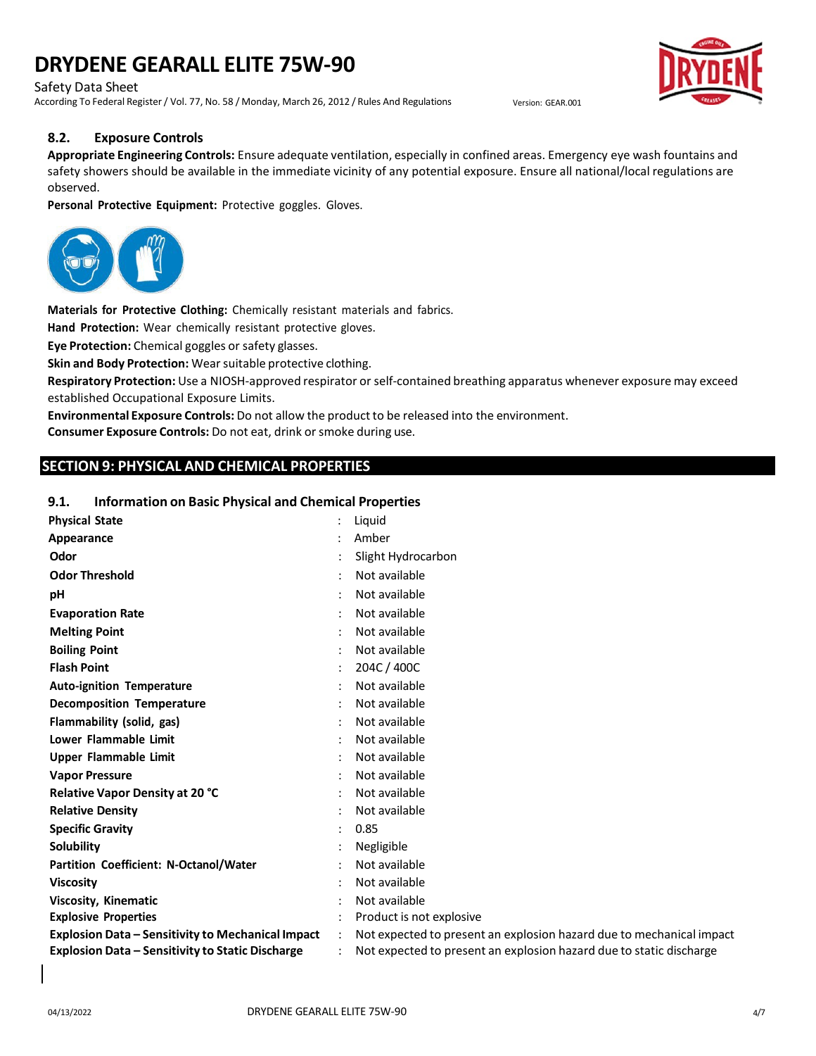### 8.2. Exposure Controls

**Appropriate Engineering Controls:** Ensure adequate ventilation, especially in confined areas. Emergency eye wash fountains and safety showers should be available in the immediate vicinity of any potential exposure. Ensure all national/local regulations are observed.

**Personal Protective Equipment:** Protective goggles. Gloves.

**Materials for Protective Clothing:** Chemically resistant materials and fabrics.

**Hand Protection:** Wear chemically resistant protective gloves.

**Eye Protection:** Chemical goggles or safety glasses.

**Skin and Body Protection:** Wear suitable protective clothing.

**Respiratory Protection:** Use a NIOSH-approved respirator or self-contained breathing apparatus whenever exposure may exceed established Occupational Exposure Limits.

**Environmental Exposure Controls:** Do not allow the product to be released into the environment.

**Consumer Exposure Controls:** Do not eat, drink or smoke during use.

## SECTION 9: PHYSICAL AND CHEMICAL PROPERTIES

### 9.1. Information on Basic Physical and Chemical Properties

| Property | Value |
|---|---|
| **Physical State** | Liquid |
| **Appearance** | Amber |
| **Odor** | Slight Hydrocarbon |
| **Odor Threshold** | Not available |
| **pH** | Not available |
| **Evaporation Rate** | Not available |
| **Melting Point** | Not available |
| **Boiling Point** | Not available |
| **Flash Point** | 204C / 400C |
| **Auto-ignition Temperature** | Not available |
| **Decomposition Temperature** | Not available |
| **Flammability (solid, gas)** | Not available |
| **Lower Flammable Limit** | Not available |
| **Upper Flammable Limit** | Not available |
| **Vapor Pressure** | Not available |
| **Relative Vapor Density at 20 °C** | Not available |
| **Relative Density** | Not available |
| **Specific Gravity** | 0.85 |
| **Solubility** | Negligible |
| **Partition Coefficient: N-Octanol/Water** | Not available |
| **Viscosity** | Not available |
| **Viscosity, Kinematic** | Not available |
| **Explosive Properties** | Product is not explosive |
| **Explosion Data – Sensitivity to Mechanical Impact** | Not expected to present an explosion hazard due to mechanical impact |
| **Explosion Data – Sensitivity to Static Discharge** | Not expected to present an explosion hazard due to static discharge |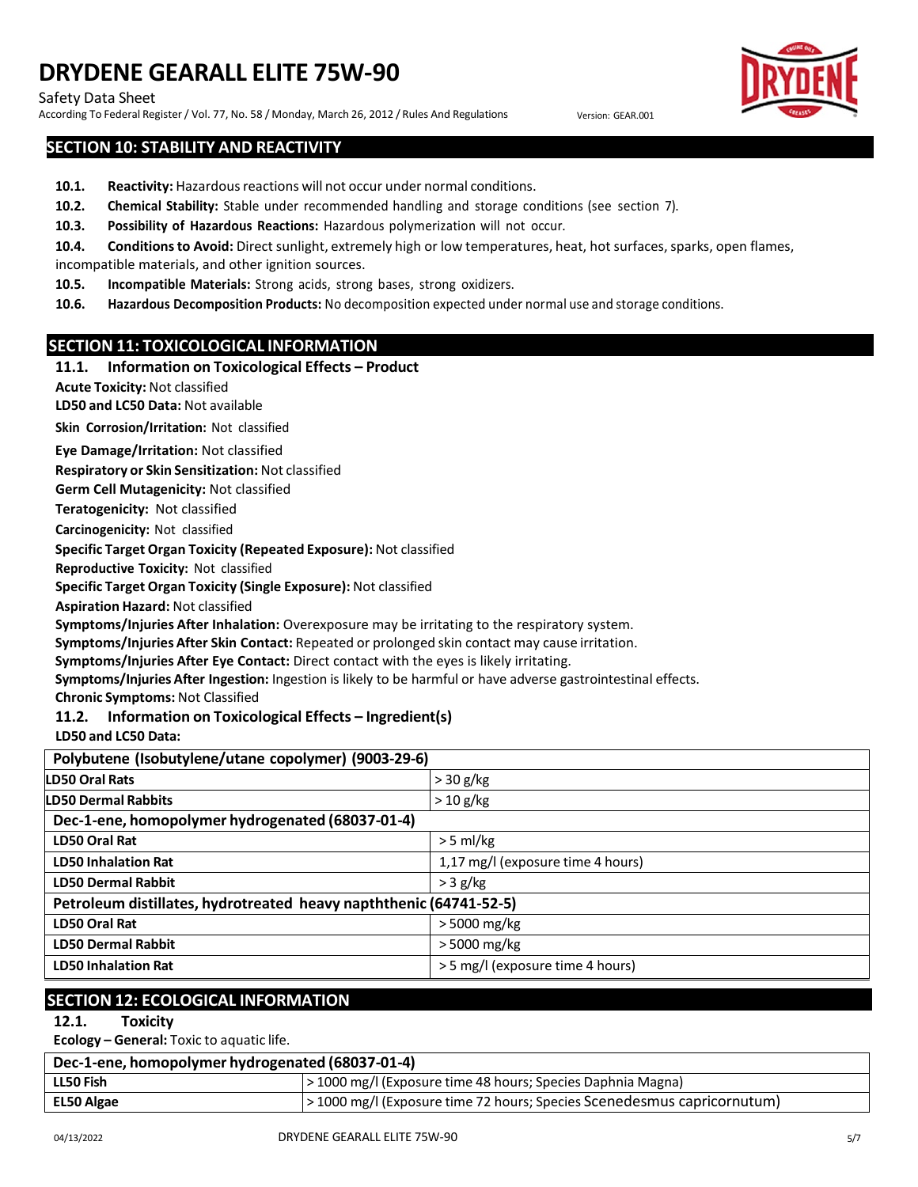## SECTION 10: STABILITY AND REACTIVITY

**10.1. Reactivity:** Hazardous reactions will not occur under normal conditions.

**10.2. Chemical Stability:** Stable under recommended handling and storage conditions (see section 7).

**10.3. Possibility of Hazardous Reactions:** Hazardous polymerization will not occur.

**10.4. Conditions to Avoid:** Direct sunlight, extremely high or low temperatures, heat, hot surfaces, sparks, open flames, incompatible materials, and other ignition sources.

**10.5. Incompatible Materials:** Strong acids, strong bases, strong oxidizers.

**10.6. Hazardous Decomposition Products:** No decomposition expected under normal use and storage conditions.

## SECTION 11: TOXICOLOGICAL INFORMATION

### 11.1. Information on Toxicological Effects – Product

**Acute Toxicity:** Not classified

**LD50 and LC50 Data:** Not available

**Skin Corrosion/Irritation:** Not classified

**Eye Damage/Irritation:** Not classified

**Respiratory or Skin Sensitization:** Not classified

**Germ Cell Mutagenicity:** Not classified

**Teratogenicity:** Not classified

**Carcinogenicity:** Not classified

**Specific Target Organ Toxicity (Repeated Exposure):** Not classified

**Reproductive Toxicity:** Not classified

**Specific Target Organ Toxicity (Single Exposure):** Not classified

**Aspiration Hazard:** Not classified

**Symptoms/Injuries After Inhalation:** Overexposure may be irritating to the respiratory system.

**Symptoms/Injuries After Skin Contact:** Repeated or prolonged skin contact may cause irritation.

**Symptoms/Injuries After Eye Contact:** Direct contact with the eyes is likely irritating.

**Symptoms/Injuries After Ingestion:** Ingestion is likely to be harmful or have adverse gastrointestinal effects.

**Chronic Symptoms:** Not Classified

### 11.2. Information on Toxicological Effects – Ingredient(s)

**LD50 and LC50 Data:**

| Polybutene (Isobutylene/utane copolymer) (9003-29-6) | |
|---|---|
| LD50 Oral Rats | > 30 g/kg |
| LD50 Dermal Rabbits | > 10 g/kg |
| **Dec-1-ene, homopolymer hydrogenated (68037-01-4)** | |
| LD50 Oral Rat | > 5 ml/kg |
| LD50 Inhalation Rat | 1,17 mg/l (exposure time 4 hours) |
| LD50 Dermal Rabbit | > 3 g/kg |
| **Petroleum distillates, hydrotreated heavy napththenic (64741-52-5)** | |
| LD50 Oral Rat | > 5000 mg/kg |
| LD50 Dermal Rabbit | > 5000 mg/kg |
| LD50 Inhalation Rat | > 5 mg/l (exposure time 4 hours) |

## SECTION 12: ECOLOGICAL INFORMATION

### 12.1. Toxicity

**Ecology – General:** Toxic to aquatic life.

| Dec-1-ene, homopolymer hydrogenated (68037-01-4) | |
|---|---|
| LL50 Fish | > 1000 mg/l (Exposure time 48 hours; Species Daphnia Magna) |
| EL50 Algae | > 1000 mg/l (Exposure time 72 hours; Species Scenedesmus capricornutum) |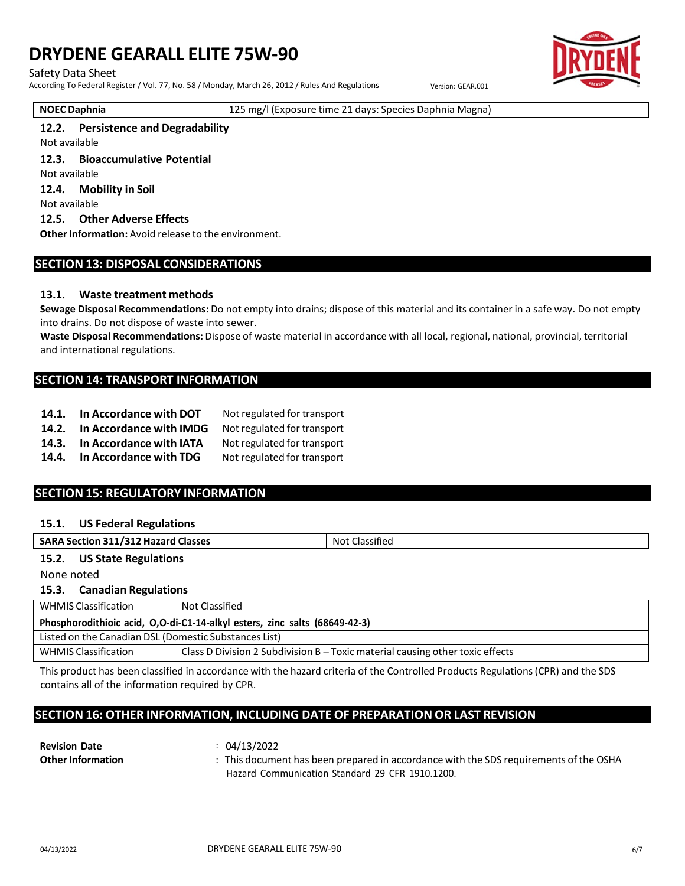| NOEC Daphnia | 125 mg/l (Exposure time 21 days: Species Daphnia Magna) |
|---|---|

### 12.2. Persistence and Degradability

Not available

### 12.3. Bioaccumulative Potential

Not available

### 12.4. Mobility in Soil

Not available

### 12.5. Other Adverse Effects

**Other Information:** Avoid release to the environment.

## SECTION 13: DISPOSAL CONSIDERATIONS

### 13.1. Waste treatment methods

**Sewage Disposal Recommendations:** Do not empty into drains; dispose of this material and its container in a safe way. Do not empty into drains. Do not dispose of waste into sewer.

**Waste Disposal Recommendations:** Dispose of waste material in accordance with all local, regional, national, provincial, territorial and international regulations.

## SECTION 14: TRANSPORT INFORMATION

| | | |
|---|---|---|
| **14.1.** | **In Accordance with DOT** | Not regulated for transport |
| **14.2.** | **In Accordance with IMDG** | Not regulated for transport |
| **14.3.** | **In Accordance with IATA** | Not regulated for transport |
| **14.4.** | **In Accordance with TDG** | Not regulated for transport |

## SECTION 15: REGULATORY INFORMATION

### 15.1. US Federal Regulations

| SARA Section 311/312 Hazard Classes | Not Classified |
|---|---|

### 15.2. US State Regulations

None noted

### 15.3. Canadian Regulations

| WHMIS Classification | Not Classified |
|---|---|
| **Phosphorodithioic acid, O,O-di-C1-14-alkyl esters, zinc salts (68649-42-3)** | |
| Listed on the Canadian DSL (Domestic Substances List) | |
| WHMIS Classification | Class D Division 2 Subdivision B – Toxic material causing other toxic effects |

This product has been classified in accordance with the hazard criteria of the Controlled Products Regulations (CPR) and the SDS contains all of the information required by CPR.

## SECTION 16: OTHER INFORMATION, INCLUDING DATE OF PREPARATION OR LAST REVISION

**Revision Date** : 04/13/2022

**Other Information** : This document has been prepared in accordance with the SDS requirements of the OSHA Hazard Communication Standard 29 CFR 1910.1200.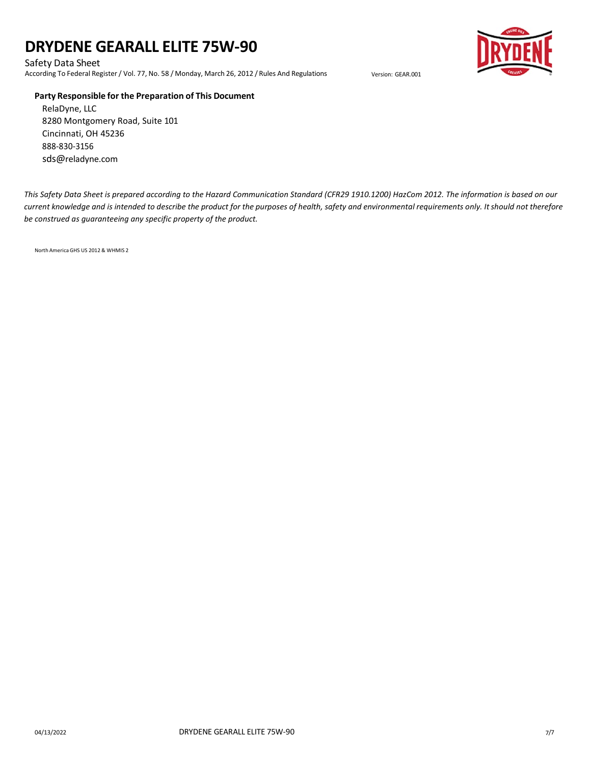# DRYDENE GEARALL ELITE 75W-90

Safety Data Sheet

According To Federal Register / Vol. 77, No. 58 / Monday, March 26, 2012 / Rules And Regulations

Version: GEAR.001

**Party Responsible for the Preparation of This Document**

RelaDyne, LLC
8280 Montgomery Road, Suite 101
Cincinnati, OH 45236
888-830-3156
sds@reladyne.com

*This Safety Data Sheet is prepared according to the Hazard Communication Standard (CFR29 1910.1200) HazCom 2012. The information is based on our current knowledge and is intended to describe the product for the purposes of health, safety and environmental requirements only. It should not therefore be construed as guaranteeing any specific property of the product.*

North America GHS US 2012 & WHMIS 2